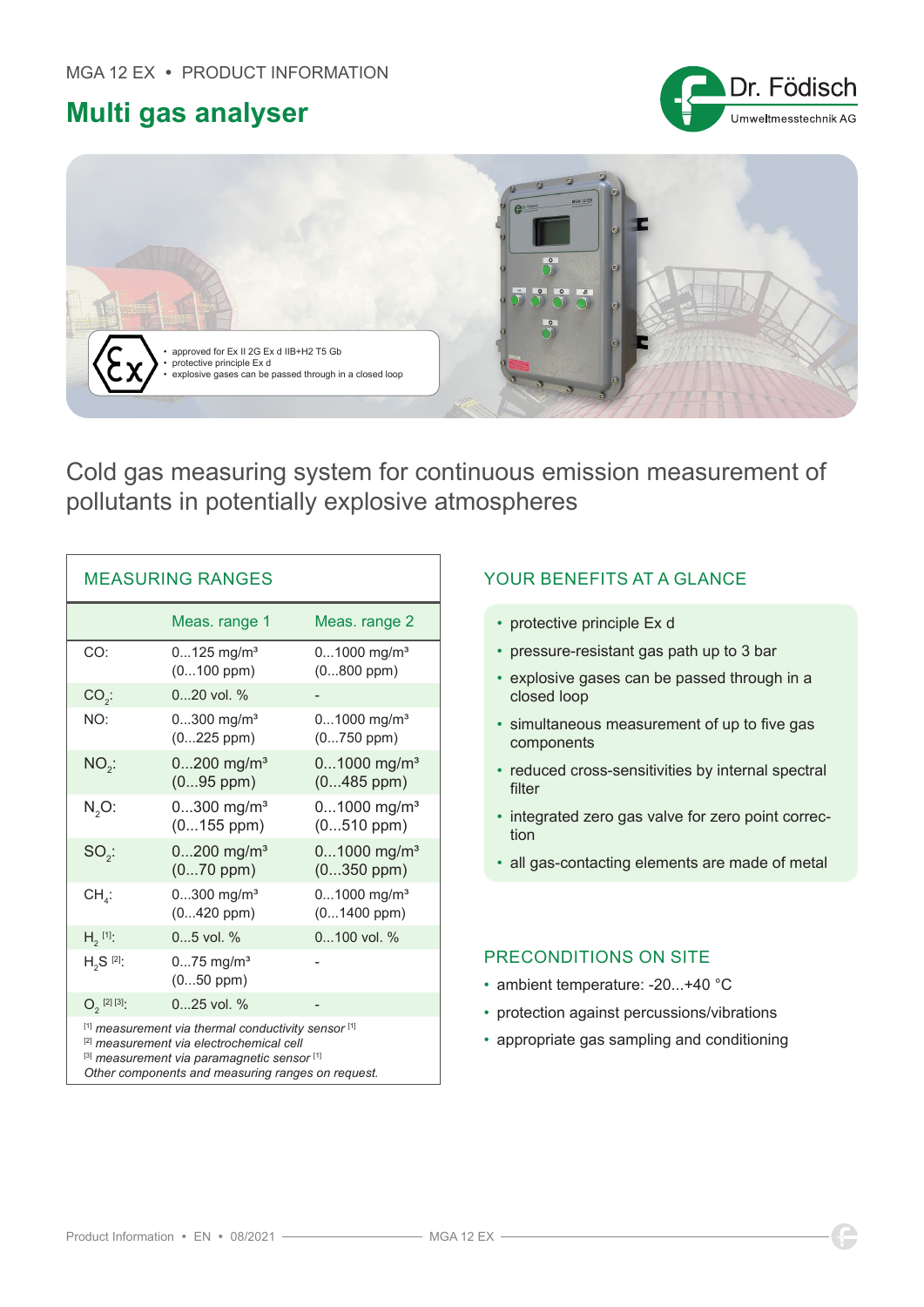MGA 12 EX • PRODUCT INFORMATION

# Multi gas analyser

- approved for Ex II 2G Ex d IIB+H2 T5 Gb
- protective principle Ex d
- explosive gases can be passed through in a closed loop

## Cold gas measuring system for continuous emission measurement of pollutants in potentially explosive atmospheres

### MEASURING RANGES

| | Meas. range 1 | Meas. range 2 |
|---|---|---|
| CO: | 0...125 mg/m³ (0...100 ppm) | 0...1000 mg/m³ (0...800 ppm) |
| $CO_2$: | 0...20 vol. % | - |
| NO: | 0...300 mg/m³ (0...225 ppm) | 0...1000 mg/m³ (0...750 ppm) |
| $NO_2$: | 0...200 mg/m³ (0...95 ppm) | 0...1000 mg/m³ (0...485 ppm) |
| $N_2O$: | 0...300 mg/m³ (0...155 ppm) | 0...1000 mg/m³ (0...510 ppm) |
| $SO_2$: | 0...200 mg/m³ (0...70 ppm) | 0...1000 mg/m³ (0...350 ppm) |
| $CH_4$: | 0...300 mg/m³ (0...420 ppm) | 0...1000 mg/m³ (0...1400 ppm) |
| $H_2$ [1]: | 0...5 vol. % | 0...100 vol. % |
| $H_2S$ [2]: | 0...75 mg/m³ (0...50 ppm) | - |
| $O_2$ [2] [3]: | 0...25 vol. % | - |

[1] *measurement via thermal conductivity sensor* [1]
[2] *measurement via electrochemical cell*
[3] *measurement via paramagnetic sensor* [1]
*Other components and measuring ranges on request.*

### YOUR BENEFITS AT A GLANCE

- protective principle Ex d
- pressure-resistant gas path up to 3 bar
- explosive gases can be passed through in a closed loop
- simultaneous measurement of up to five gas components
- reduced cross-sensitivities by internal spectral filter
- integrated zero gas valve for zero point correction
- all gas-contacting elements are made of metal

### PRECONDITIONS ON SITE

- ambient temperature: -20...+40 °C
- protection against percussions/vibrations
- appropriate gas sampling and conditioning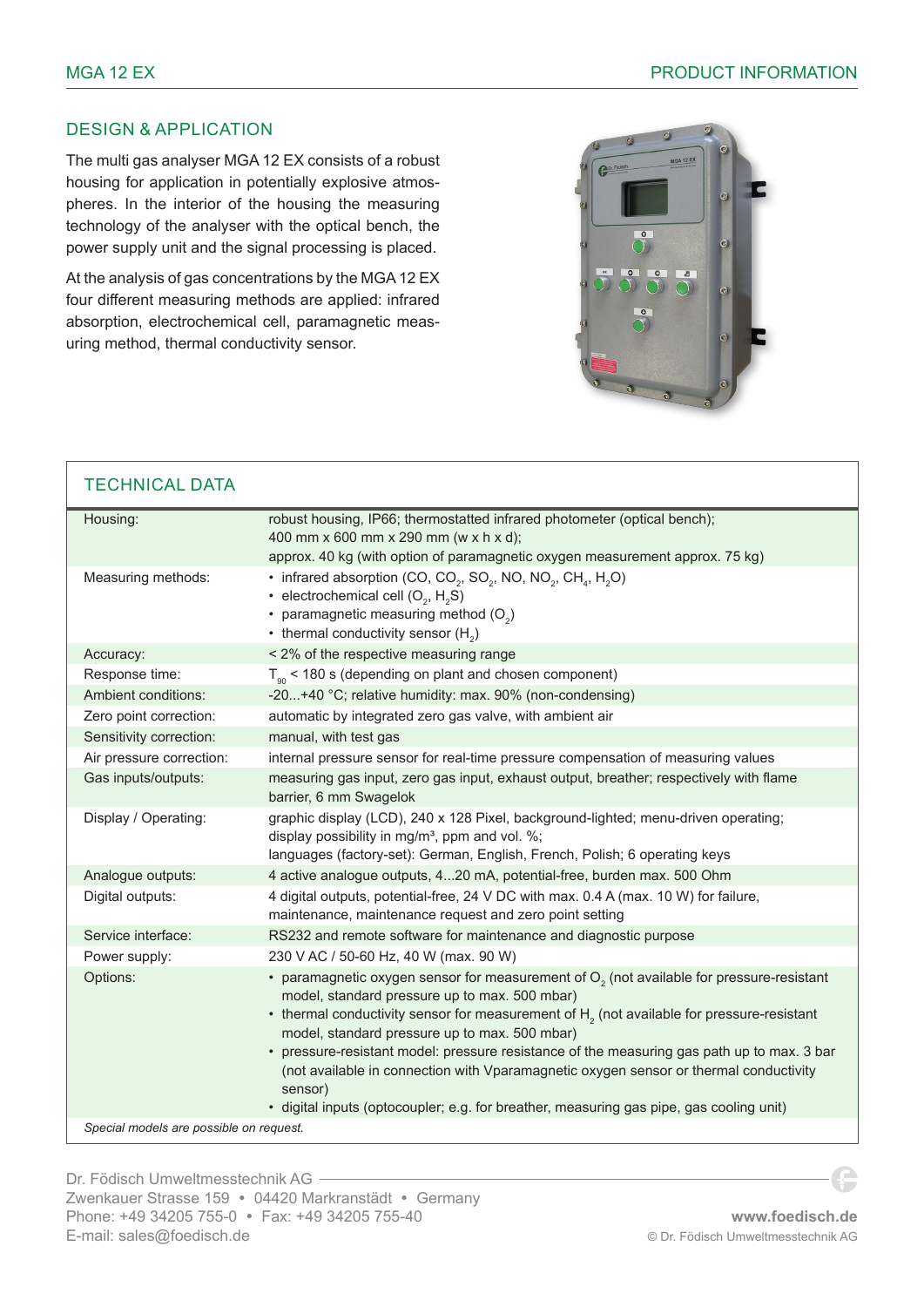## DESIGN & APPLICATION

The multi gas analyser MGA 12 EX consists of a robust housing for application in potentially explosive atmospheres. In the interior of the housing the measuring technology of the analyser with the optical bench, the power supply unit and the signal processing is placed.

At the analysis of gas concentrations by the MGA 12 EX four different measuring methods are applied: infrared absorption, electrochemical cell, paramagnetic measuring method, thermal conductivity sensor.

## TECHNICAL DATA

| | |
|---|---|
| Housing: | robust housing, IP66; thermostatted infrared photometer (optical bench);<br>400 mm x 600 mm x 290 mm (w x h x d);<br>approx. 40 kg (with option of paramagnetic oxygen measurement approx. 75 kg) |
| Measuring methods: | • infrared absorption ($CO$, $CO_2$, $SO_2$, $NO$, $NO_2$, $CH_4$, $H_2O$)<br>• electrochemical cell ($O_2$, $H_2S$)<br>• paramagnetic measuring method ($O_2$)<br>• thermal conductivity sensor ($H_2$) |
| Accuracy: | < 2% of the respective measuring range |
| Response time: | $T_{90}$ < 180 s (depending on plant and chosen component) |
| Ambient conditions: | -20...+40 °C; relative humidity: max. 90% (non-condensing) |
| Zero point correction: | automatic by integrated zero gas valve, with ambient air |
| Sensitivity correction: | manual, with test gas |
| Air pressure correction: | internal pressure sensor for real-time pressure compensation of measuring values |
| Gas inputs/outputs: | measuring gas input, zero gas input, exhaust output, breather; respectively with flame barrier, 6 mm Swagelok |
| Display / Operating: | graphic display (LCD), 240 x 128 Pixel, background-lighted; menu-driven operating;<br>display possibility in mg/m³, ppm and vol. %;<br>languages (factory-set): German, English, French, Polish; 6 operating keys |
| Analogue outputs: | 4 active analogue outputs, 4...20 mA, potential-free, burden max. 500 Ohm |
| Digital outputs: | 4 digital outputs, potential-free, 24 V DC with max. 0.4 A (max. 10 W) for failure, maintenance, maintenance request and zero point setting |
| Service interface: | RS232 and remote software for maintenance and diagnostic purpose |
| Power supply: | 230 V AC / 50-60 Hz, 40 W (max. 90 W) |
| Options: | • paramagnetic oxygen sensor for measurement of $O_2$ (not available for pressure-resistant model, standard pressure up to max. 500 mbar)<br>• thermal conductivity sensor for measurement of $H_2$ (not available for pressure-resistant model, standard pressure up to max. 500 mbar)<br>• pressure-resistant model: pressure resistance of the measuring gas path up to max. 3 bar (not available in connection with Vparamagnetic oxygen sensor or thermal conductivity sensor)<br>• digital inputs (optocoupler; e.g. for breather, measuring gas pipe, gas cooling unit) |

*Special models are possible on request.*

Dr. Födisch Umweltmesstechnik AG
Zwenkauer Strasse 159 • 04420 Markranstädt • Germany
Phone: +49 34205 755-0 • Fax: +49 34205 755-40
E-mail: sales@foedisch.de

**www.foedisch.de**
© Dr. Födisch Umweltmesstechnik AG